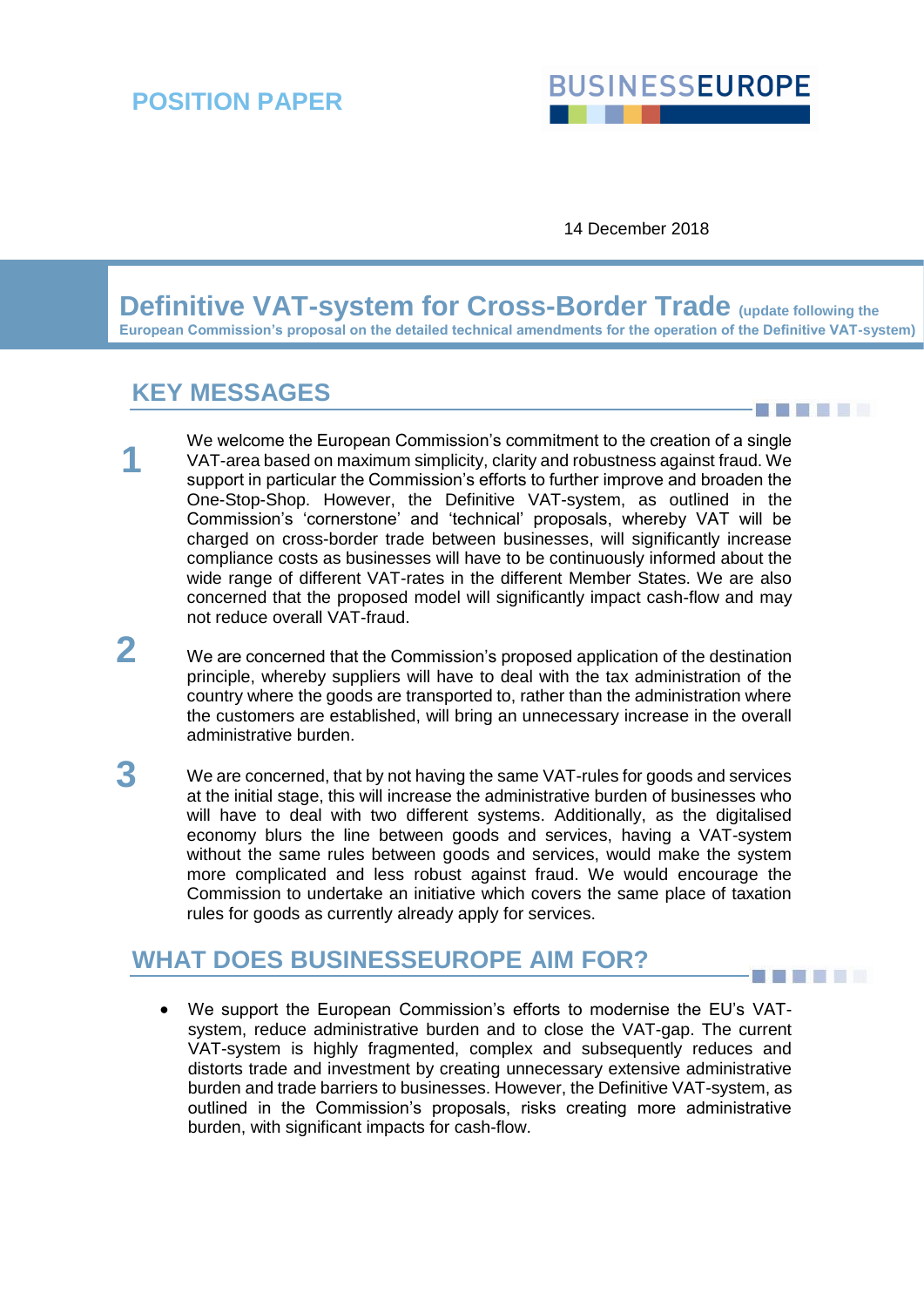POSITION PAPER

BUSINESSEUROPE

14 December 2018

# Definitive VAT-system for Cross-Border Trade (update following the European Commission's proposal on the detailed technical amendments for the operation of the Definitive VAT-system)

## KEY MESSAGES

**1** We welcome the European Commission's commitment to the creation of a single VAT-area based on maximum simplicity, clarity and robustness against fraud. We support in particular the Commission's efforts to further improve and broaden the One-Stop-Shop. However, the Definitive VAT-system, as outlined in the Commission's 'cornerstone' and 'technical' proposals, whereby VAT will be charged on cross-border trade between businesses, will significantly increase compliance costs as businesses will have to be continuously informed about the wide range of different VAT-rates in the different Member States. We are also concerned that the proposed model will significantly impact cash-flow and may not reduce overall VAT-fraud.

**2** We are concerned that the Commission's proposed application of the destination principle, whereby suppliers will have to deal with the tax administration of the country where the goods are transported to, rather than the administration where the customers are established, will bring an unnecessary increase in the overall administrative burden.

**3** We are concerned, that by not having the same VAT-rules for goods and services at the initial stage, this will increase the administrative burden of businesses who will have to deal with two different systems. Additionally, as the digitalised economy blurs the line between goods and services, having a VAT-system without the same rules between goods and services, would make the system more complicated and less robust against fraud. We would encourage the Commission to undertake an initiative which covers the same place of taxation rules for goods as currently already apply for services.

## WHAT DOES BUSINESSEUROPE AIM FOR?

- We support the European Commission's efforts to modernise the EU's VAT-system, reduce administrative burden and to close the VAT-gap. The current VAT-system is highly fragmented, complex and subsequently reduces and distorts trade and investment by creating unnecessary extensive administrative burden and trade barriers to businesses. However, the Definitive VAT-system, as outlined in the Commission's proposals, risks creating more administrative burden, with significant impacts for cash-flow.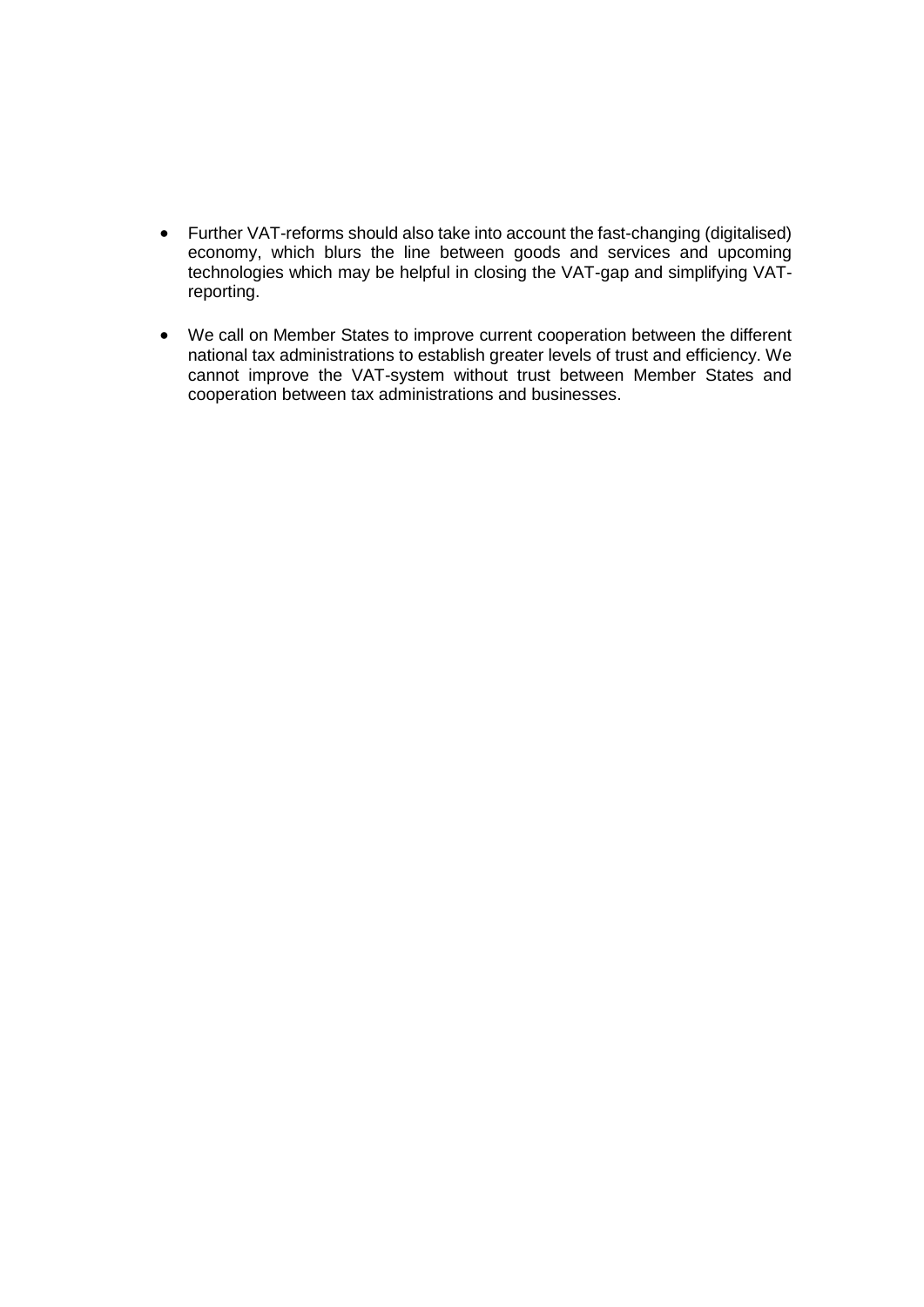- Further VAT-reforms should also take into account the fast-changing (digitalised) economy, which blurs the line between goods and services and upcoming technologies which may be helpful in closing the VAT-gap and simplifying VAT-reporting.

- We call on Member States to improve current cooperation between the different national tax administrations to establish greater levels of trust and efficiency. We cannot improve the VAT-system without trust between Member States and cooperation between tax administrations and businesses.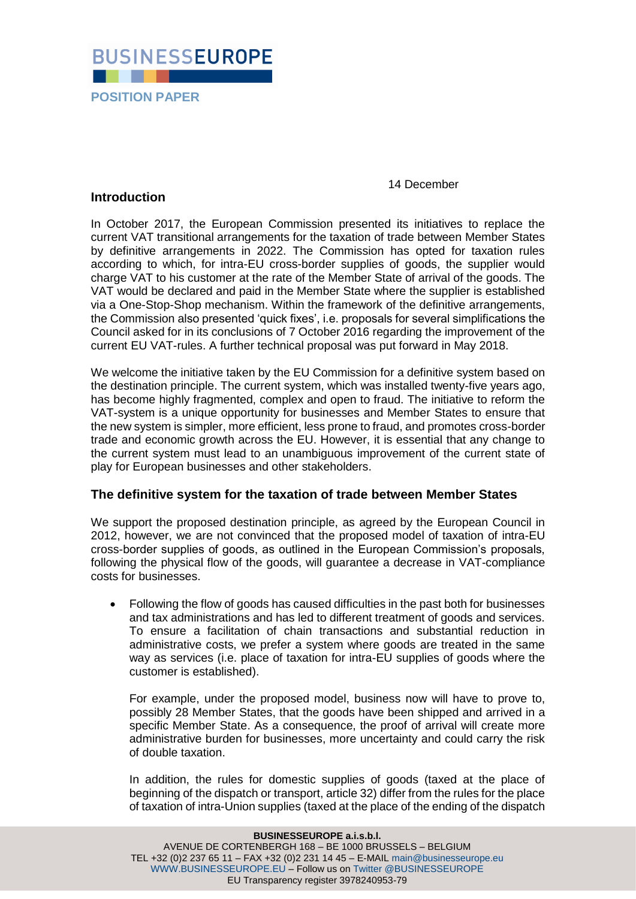14 December

## Introduction

In October 2017, the European Commission presented its initiatives to replace the current VAT transitional arrangements for the taxation of trade between Member States by definitive arrangements in 2022. The Commission has opted for taxation rules according to which, for intra-EU cross-border supplies of goods, the supplier would charge VAT to his customer at the rate of the Member State of arrival of the goods. The VAT would be declared and paid in the Member State where the supplier is established via a One-Stop-Shop mechanism. Within the framework of the definitive arrangements, the Commission also presented 'quick fixes', i.e. proposals for several simplifications the Council asked for in its conclusions of 7 October 2016 regarding the improvement of the current EU VAT-rules. A further technical proposal was put forward in May 2018.

We welcome the initiative taken by the EU Commission for a definitive system based on the destination principle. The current system, which was installed twenty-five years ago, has become highly fragmented, complex and open to fraud. The initiative to reform the VAT-system is a unique opportunity for businesses and Member States to ensure that the new system is simpler, more efficient, less prone to fraud, and promotes cross-border trade and economic growth across the EU. However, it is essential that any change to the current system must lead to an unambiguous improvement of the current state of play for European businesses and other stakeholders.

## The definitive system for the taxation of trade between Member States

We support the proposed destination principle, as agreed by the European Council in 2012, however, we are not convinced that the proposed model of taxation of intra-EU cross-border supplies of goods, as outlined in the European Commission's proposals, following the physical flow of the goods, will guarantee a decrease in VAT-compliance costs for businesses.

- Following the flow of goods has caused difficulties in the past both for businesses and tax administrations and has led to different treatment of goods and services. To ensure a facilitation of chain transactions and substantial reduction in administrative costs, we prefer a system where goods are treated in the same way as services (i.e. place of taxation for intra-EU supplies of goods where the customer is established).

  For example, under the proposed model, business now will have to prove to, possibly 28 Member States, that the goods have been shipped and arrived in a specific Member State. As a consequence, the proof of arrival will create more administrative burden for businesses, more uncertainty and could carry the risk of double taxation.

  In addition, the rules for domestic supplies of goods (taxed at the place of beginning of the dispatch or transport, article 32) differ from the rules for the place of taxation of intra-Union supplies (taxed at the place of the ending of the dispatch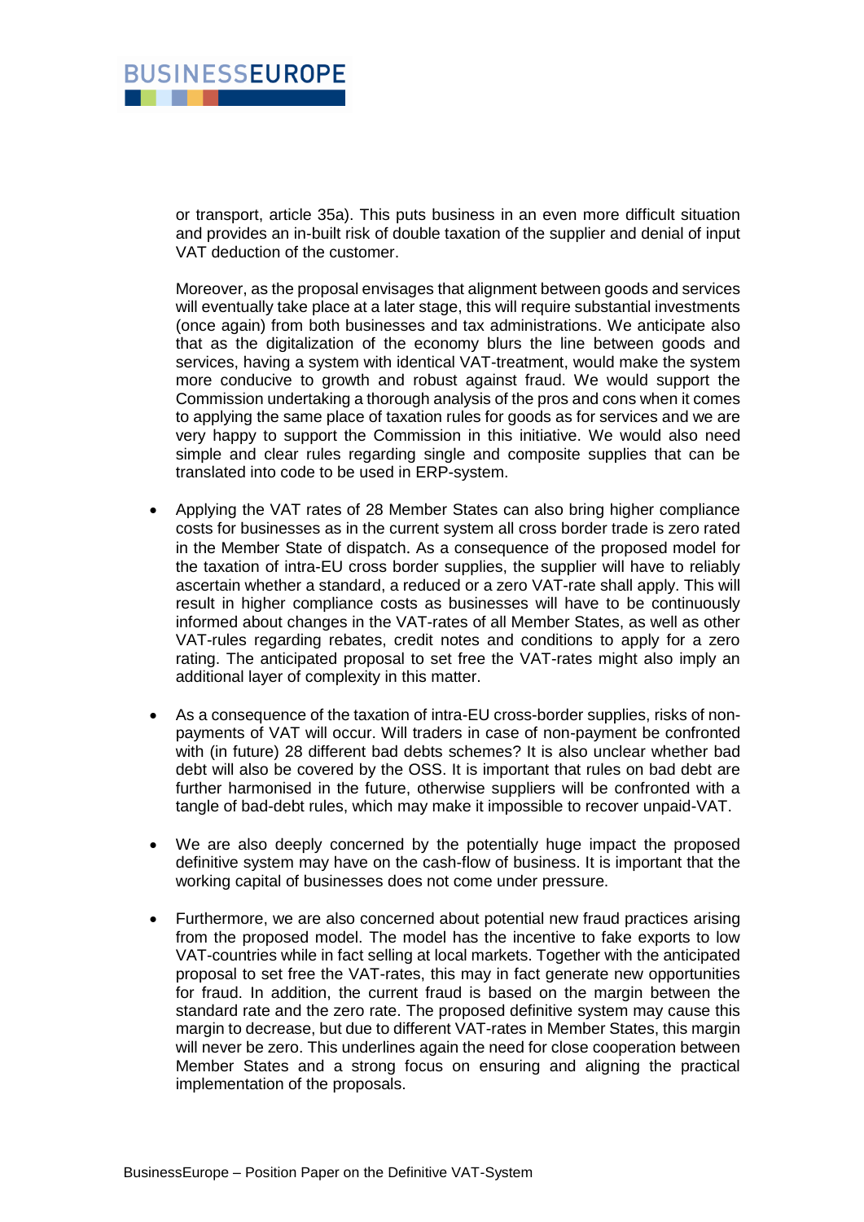or transport, article 35a). This puts business in an even more difficult situation and provides an in-built risk of double taxation of the supplier and denial of input VAT deduction of the customer.

Moreover, as the proposal envisages that alignment between goods and services will eventually take place at a later stage, this will require substantial investments (once again) from both businesses and tax administrations. We anticipate also that as the digitalization of the economy blurs the line between goods and services, having a system with identical VAT-treatment, would make the system more conducive to growth and robust against fraud. We would support the Commission undertaking a thorough analysis of the pros and cons when it comes to applying the same place of taxation rules for goods as for services and we are very happy to support the Commission in this initiative. We would also need simple and clear rules regarding single and composite supplies that can be translated into code to be used in ERP-system.

- Applying the VAT rates of 28 Member States can also bring higher compliance costs for businesses as in the current system all cross border trade is zero rated in the Member State of dispatch. As a consequence of the proposed model for the taxation of intra-EU cross border supplies, the supplier will have to reliably ascertain whether a standard, a reduced or a zero VAT-rate shall apply. This will result in higher compliance costs as businesses will have to be continuously informed about changes in the VAT-rates of all Member States, as well as other VAT-rules regarding rebates, credit notes and conditions to apply for a zero rating. The anticipated proposal to set free the VAT-rates might also imply an additional layer of complexity in this matter.

- As a consequence of the taxation of intra-EU cross-border supplies, risks of non-payments of VAT will occur. Will traders in case of non-payment be confronted with (in future) 28 different bad debts schemes? It is also unclear whether bad debt will also be covered by the OSS. It is important that rules on bad debt are further harmonised in the future, otherwise suppliers will be confronted with a tangle of bad-debt rules, which may make it impossible to recover unpaid-VAT.

- We are also deeply concerned by the potentially huge impact the proposed definitive system may have on the cash-flow of business. It is important that the working capital of businesses does not come under pressure.

- Furthermore, we are also concerned about potential new fraud practices arising from the proposed model. The model has the incentive to fake exports to low VAT-countries while in fact selling at local markets. Together with the anticipated proposal to set free the VAT-rates, this may in fact generate new opportunities for fraud. In addition, the current fraud is based on the margin between the standard rate and the zero rate. The proposed definitive system may cause this margin to decrease, but due to different VAT-rates in Member States, this margin will never be zero. This underlines again the need for close cooperation between Member States and a strong focus on ensuring and aligning the practical implementation of the proposals.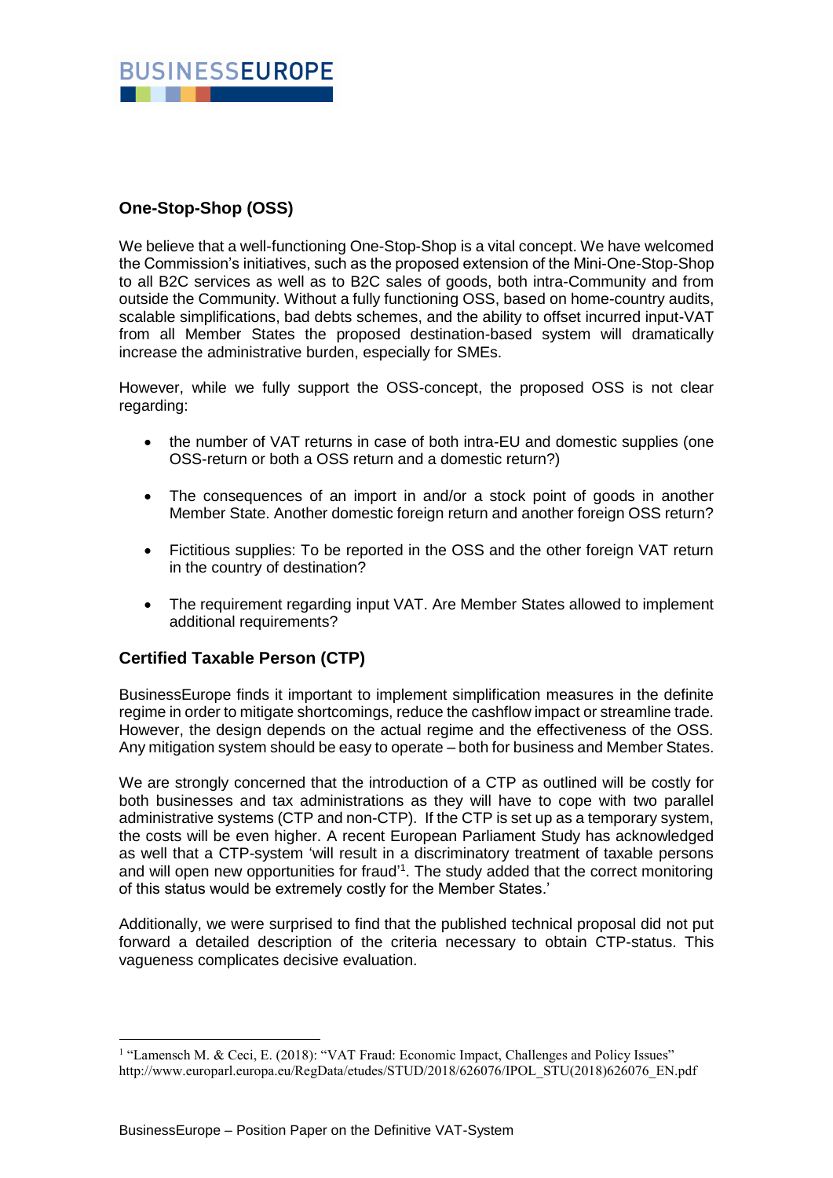## One-Stop-Shop (OSS)

We believe that a well-functioning One-Stop-Shop is a vital concept. We have welcomed the Commission's initiatives, such as the proposed extension of the Mini-One-Stop-Shop to all B2C services as well as to B2C sales of goods, both intra-Community and from outside the Community. Without a fully functioning OSS, based on home-country audits, scalable simplifications, bad debts schemes, and the ability to offset incurred input-VAT from all Member States the proposed destination-based system will dramatically increase the administrative burden, especially for SMEs.

However, while we fully support the OSS-concept, the proposed OSS is not clear regarding:

- the number of VAT returns in case of both intra-EU and domestic supplies (one OSS-return or both a OSS return and a domestic return?)
- The consequences of an import in and/or a stock point of goods in another Member State. Another domestic foreign return and another foreign OSS return?
- Fictitious supplies: To be reported in the OSS and the other foreign VAT return in the country of destination?
- The requirement regarding input VAT. Are Member States allowed to implement additional requirements?

## Certified Taxable Person (CTP)

BusinessEurope finds it important to implement simplification measures in the definite regime in order to mitigate shortcomings, reduce the cashflow impact or streamline trade. However, the design depends on the actual regime and the effectiveness of the OSS. Any mitigation system should be easy to operate – both for business and Member States.

We are strongly concerned that the introduction of a CTP as outlined will be costly for both businesses and tax administrations as they will have to cope with two parallel administrative systems (CTP and non-CTP). If the CTP is set up as a temporary system, the costs will be even higher. A recent European Parliament Study has acknowledged as well that a CTP-system 'will result in a discriminatory treatment of taxable persons and will open new opportunities for fraud'[1]. The study added that the correct monitoring of this status would be extremely costly for the Member States.'

Additionally, we were surprised to find that the published technical proposal did not put forward a detailed description of the criteria necessary to obtain CTP-status. This vagueness complicates decisive evaluation.

---

[1] "Lamensch M. & Ceci, E. (2018): "VAT Fraud: Economic Impact, Challenges and Policy Issues" http://www.europarl.europa.eu/RegData/etudes/STUD/2018/626076/IPOL_STU(2018)626076_EN.pdf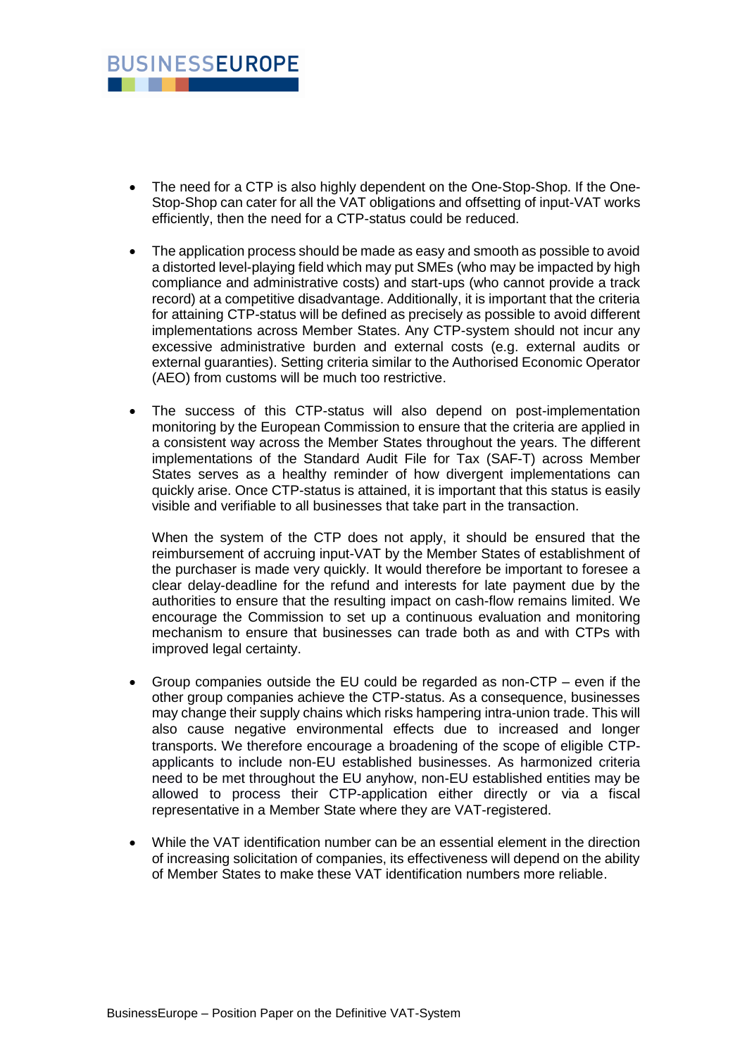- The need for a CTP is also highly dependent on the One-Stop-Shop. If the One-Stop-Shop can cater for all the VAT obligations and offsetting of input-VAT works efficiently, then the need for a CTP-status could be reduced.

- The application process should be made as easy and smooth as possible to avoid a distorted level-playing field which may put SMEs (who may be impacted by high compliance and administrative costs) and start-ups (who cannot provide a track record) at a competitive disadvantage. Additionally, it is important that the criteria for attaining CTP-status will be defined as precisely as possible to avoid different implementations across Member States. Any CTP-system should not incur any excessive administrative burden and external costs (e.g. external audits or external guaranties). Setting criteria similar to the Authorised Economic Operator (AEO) from customs will be much too restrictive.

- The success of this CTP-status will also depend on post-implementation monitoring by the European Commission to ensure that the criteria are applied in a consistent way across the Member States throughout the years. The different implementations of the Standard Audit File for Tax (SAF-T) across Member States serves as a healthy reminder of how divergent implementations can quickly arise. Once CTP-status is attained, it is important that this status is easily visible and verifiable to all businesses that take part in the transaction.

  When the system of the CTP does not apply, it should be ensured that the reimbursement of accruing input-VAT by the Member States of establishment of the purchaser is made very quickly. It would therefore be important to foresee a clear delay-deadline for the refund and interests for late payment due by the authorities to ensure that the resulting impact on cash-flow remains limited. We encourage the Commission to set up a continuous evaluation and monitoring mechanism to ensure that businesses can trade both as and with CTPs with improved legal certainty.

- Group companies outside the EU could be regarded as non-CTP – even if the other group companies achieve the CTP-status. As a consequence, businesses may change their supply chains which risks hampering intra-union trade. This will also cause negative environmental effects due to increased and longer transports. We therefore encourage a broadening of the scope of eligible CTP-applicants to include non-EU established businesses. As harmonized criteria need to be met throughout the EU anyhow, non-EU established entities may be allowed to process their CTP-application either directly or via a fiscal representative in a Member State where they are VAT-registered.

- While the VAT identification number can be an essential element in the direction of increasing solicitation of companies, its effectiveness will depend on the ability of Member States to make these VAT identification numbers more reliable.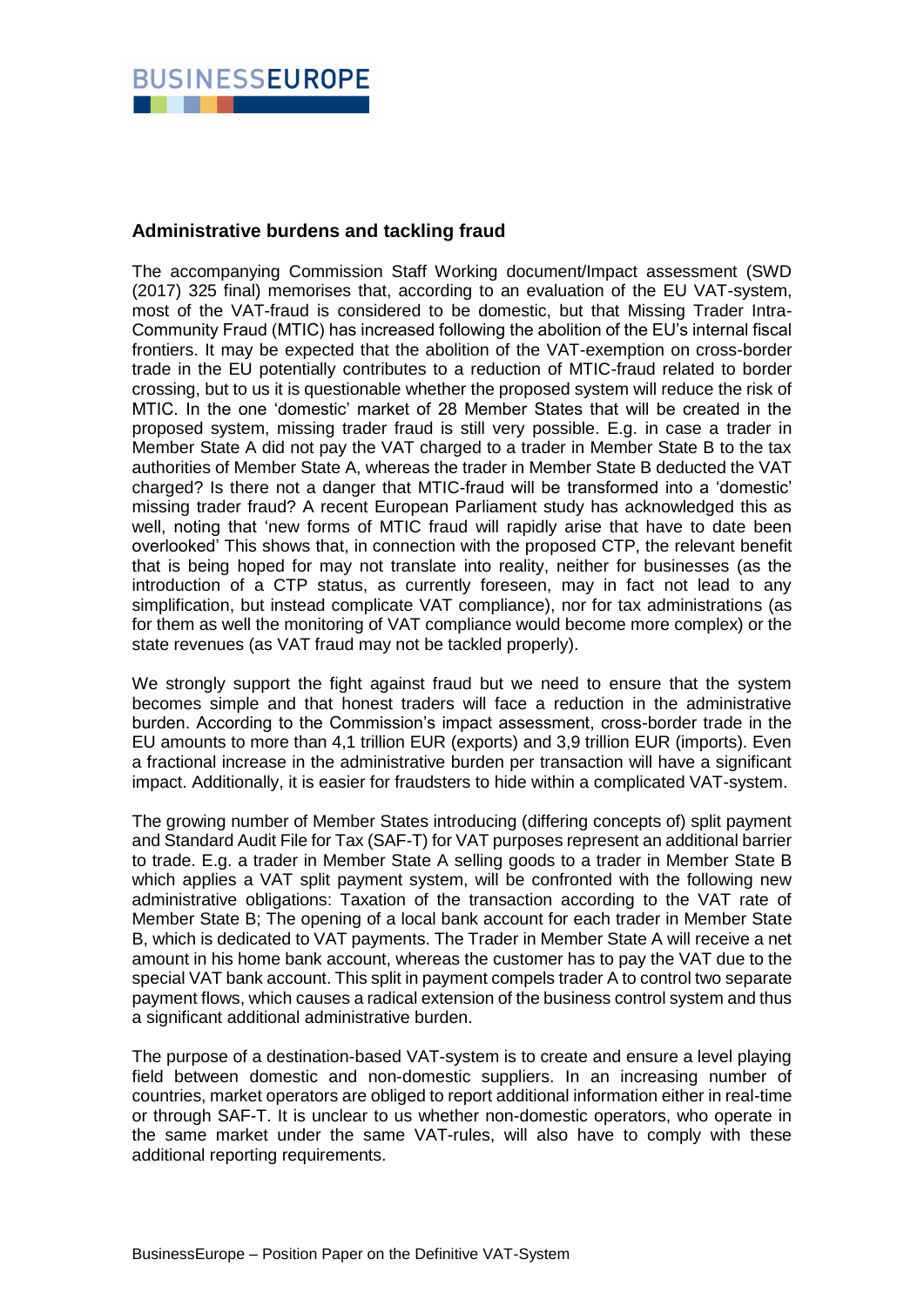### Administrative burdens and tackling fraud

The accompanying Commission Staff Working document/Impact assessment (SWD (2017) 325 final) memorises that, according to an evaluation of the EU VAT-system, most of the VAT-fraud is considered to be domestic, but that Missing Trader Intra-Community Fraud (MTIC) has increased following the abolition of the EU's internal fiscal frontiers. It may be expected that the abolition of the VAT-exemption on cross-border trade in the EU potentially contributes to a reduction of MTIC-fraud related to border crossing, but to us it is questionable whether the proposed system will reduce the risk of MTIC. In the one 'domestic' market of 28 Member States that will be created in the proposed system, missing trader fraud is still very possible. E.g. in case a trader in Member State A did not pay the VAT charged to a trader in Member State B to the tax authorities of Member State A, whereas the trader in Member State B deducted the VAT charged? Is there not a danger that MTIC-fraud will be transformed into a 'domestic' missing trader fraud? A recent European Parliament study has acknowledged this as well, noting that 'new forms of MTIC fraud will rapidly arise that have to date been overlooked' This shows that, in connection with the proposed CTP, the relevant benefit that is being hoped for may not translate into reality, neither for businesses (as the introduction of a CTP status, as currently foreseen, may in fact not lead to any simplification, but instead complicate VAT compliance), nor for tax administrations (as for them as well the monitoring of VAT compliance would become more complex) or the state revenues (as VAT fraud may not be tackled properly).

We strongly support the fight against fraud but we need to ensure that the system becomes simple and that honest traders will face a reduction in the administrative burden. According to the Commission's impact assessment, cross-border trade in the EU amounts to more than 4,1 trillion EUR (exports) and 3,9 trillion EUR (imports). Even a fractional increase in the administrative burden per transaction will have a significant impact. Additionally, it is easier for fraudsters to hide within a complicated VAT-system.

The growing number of Member States introducing (differing concepts of) split payment and Standard Audit File for Tax (SAF-T) for VAT purposes represent an additional barrier to trade. E.g. a trader in Member State A selling goods to a trader in Member State B which applies a VAT split payment system, will be confronted with the following new administrative obligations: Taxation of the transaction according to the VAT rate of Member State B; The opening of a local bank account for each trader in Member State B, which is dedicated to VAT payments. The Trader in Member State A will receive a net amount in his home bank account, whereas the customer has to pay the VAT due to the special VAT bank account. This split in payment compels trader A to control two separate payment flows, which causes a radical extension of the business control system and thus a significant additional administrative burden.

The purpose of a destination-based VAT-system is to create and ensure a level playing field between domestic and non-domestic suppliers. In an increasing number of countries, market operators are obliged to report additional information either in real-time or through SAF-T. It is unclear to us whether non-domestic operators, who operate in the same market under the same VAT-rules, will also have to comply with these additional reporting requirements.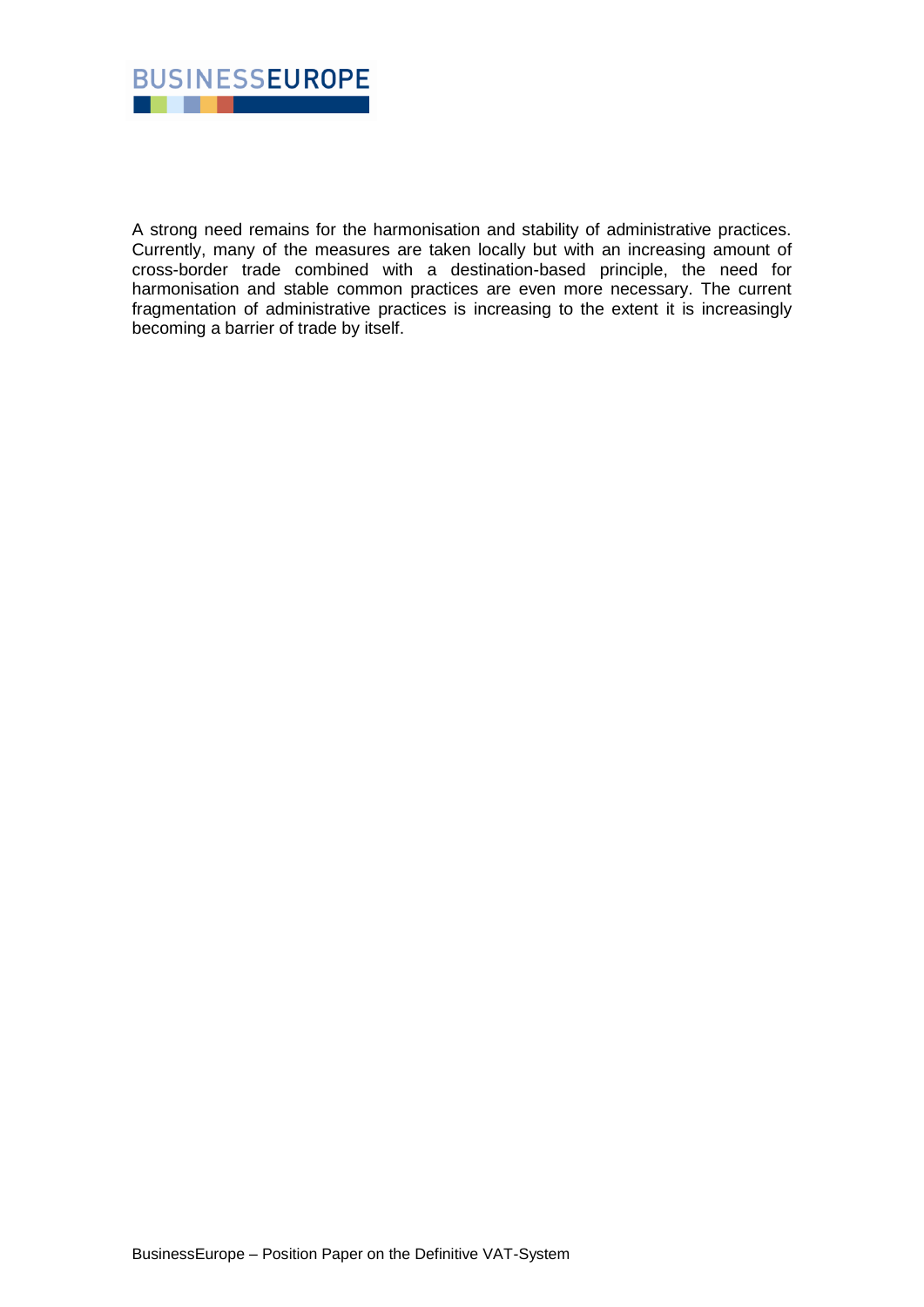A strong need remains for the harmonisation and stability of administrative practices. Currently, many of the measures are taken locally but with an increasing amount of cross-border trade combined with a destination-based principle, the need for harmonisation and stable common practices are even more necessary. The current fragmentation of administrative practices is increasing to the extent it is increasingly becoming a barrier of trade by itself.